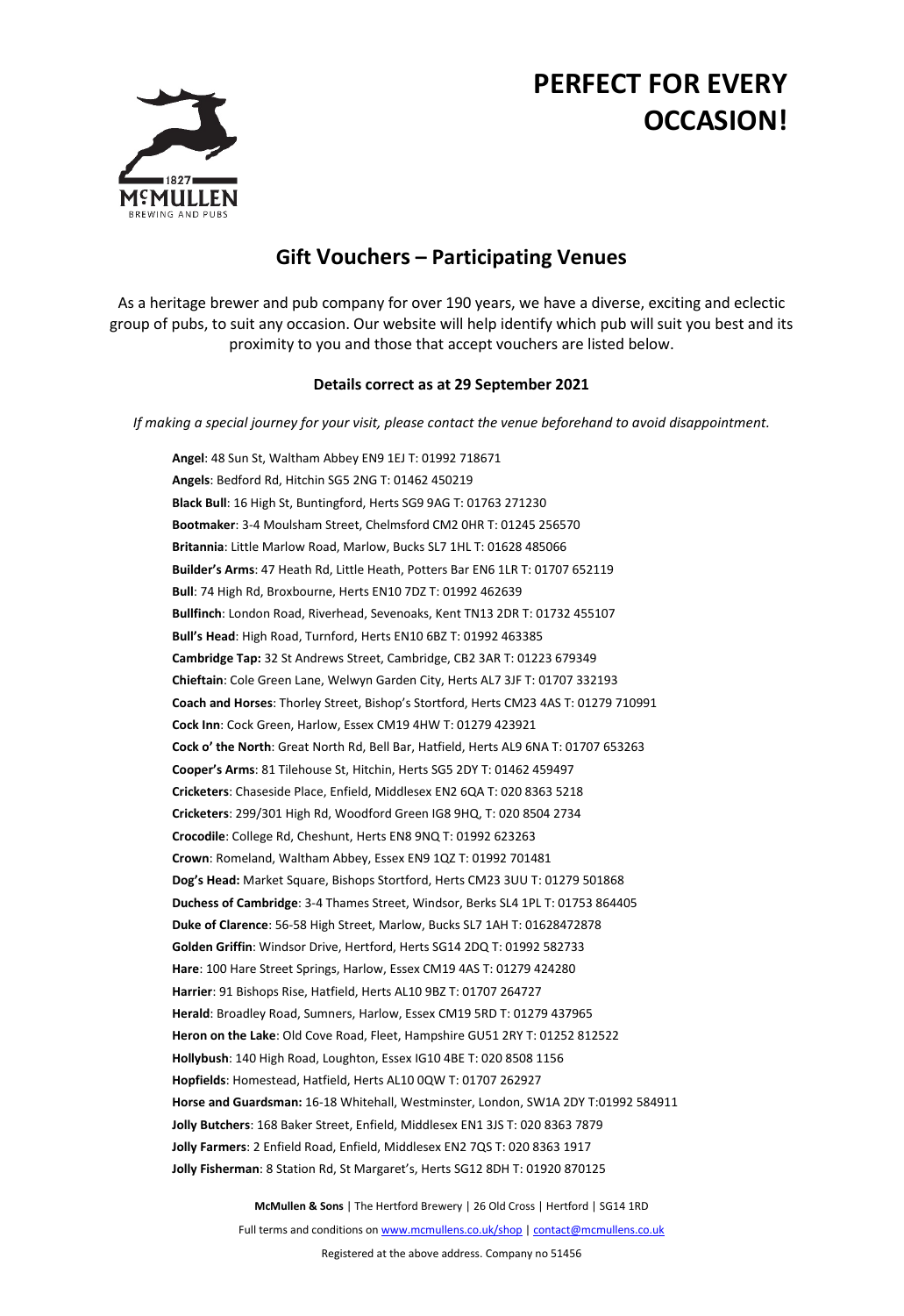# PERFECT FOR EVERY OCCASION!

## Gift Vouchers – Participating Venues

As a heritage brewer and pub company for over 190 years, we have a diverse, exciting and eclectic group of pubs, to suit any occasion. Our website will help identify which pub will suit you best and its proximity to you and those that accept vouchers are listed below.

**Details correct as at 29 September 2021**

*If making a special journey for your visit, please contact the venue beforehand to avoid disappointment.*

**Angel**: 48 Sun St, Waltham Abbey EN9 1EJ T: 01992 718671
**Angels**: Bedford Rd, Hitchin SG5 2NG T: 01462 450219
**Black Bull**: 16 High St, Buntingford, Herts SG9 9AG T: 01763 271230
**Bootmaker**: 3-4 Moulsham Street, Chelmsford CM2 0HR T: 01245 256570
**Britannia**: Little Marlow Road, Marlow, Bucks SL7 1HL T: 01628 485066
**Builder's Arms**: 47 Heath Rd, Little Heath, Potters Bar EN6 1LR T: 01707 652119
**Bull**: 74 High Rd, Broxbourne, Herts EN10 7DZ T: 01992 462639
**Bullfinch**: London Road, Riverhead, Sevenoaks, Kent TN13 2DR T: 01732 455107
**Bull's Head**: High Road, Turnford, Herts EN10 6BZ T: 01992 463385
**Cambridge Tap:** 32 St Andrews Street, Cambridge, CB2 3AR T: 01223 679349
**Chieftain**: Cole Green Lane, Welwyn Garden City, Herts AL7 3JF T: 01707 332193
**Coach and Horses**: Thorley Street, Bishop's Stortford, Herts CM23 4AS T: 01279 710991
**Cock Inn**: Cock Green, Harlow, Essex CM19 4HW T: 01279 423921
**Cock o' the North**: Great North Rd, Bell Bar, Hatfield, Herts AL9 6NA T: 01707 653263
**Cooper's Arms**: 81 Tilehouse St, Hitchin, Herts SG5 2DY T: 01462 459497
**Cricketers**: Chaseside Place, Enfield, Middlesex EN2 6QA T: 020 8363 5218
**Cricketers**: 299/301 High Rd, Woodford Green IG8 9HQ, T: 020 8504 2734
**Crocodile**: College Rd, Cheshunt, Herts EN8 9NQ T: 01992 623263
**Crown**: Romeland, Waltham Abbey, Essex EN9 1QZ T: 01992 701481
**Dog's Head:** Market Square, Bishops Stortford, Herts CM23 3UU T: 01279 501868
**Duchess of Cambridge**: 3-4 Thames Street, Windsor, Berks SL4 1PL T: 01753 864405
**Duke of Clarence**: 56-58 High Street, Marlow, Bucks SL7 1AH T: 01628472878
**Golden Griffin**: Windsor Drive, Hertford, Herts SG14 2DQ T: 01992 582733
**Hare**: 100 Hare Street Springs, Harlow, Essex CM19 4AS T: 01279 424280
**Harrier**: 91 Bishops Rise, Hatfield, Herts AL10 9BZ T: 01707 264727
**Herald**: Broadley Road, Sumners, Harlow, Essex CM19 5RD T: 01279 437965
**Heron on the Lake**: Old Cove Road, Fleet, Hampshire GU51 2RY T: 01252 812522
**Hollybush**: 140 High Road, Loughton, Essex IG10 4BE T: 020 8508 1156
**Hopfields**: Homestead, Hatfield, Herts AL10 0QW T: 01707 262927
**Horse and Guardsman:** 16-18 Whitehall, Westminster, London, SW1A 2DY T:01992 584911
**Jolly Butchers**: 168 Baker Street, Enfield, Middlesex EN1 3JS T: 020 8363 7879
**Jolly Farmers**: 2 Enfield Road, Enfield, Middlesex EN2 7QS T: 020 8363 1917
**Jolly Fisherman**: 8 Station Rd, St Margaret's, Herts SG12 8DH T: 01920 870125

**McMullen & Sons** | The Hertford Brewery | 26 Old Cross | Hertford | SG14 1RD

Full terms and conditions on www.mcmullens.co.uk/shop | contact@mcmullens.co.uk

Registered at the above address. Company no 51456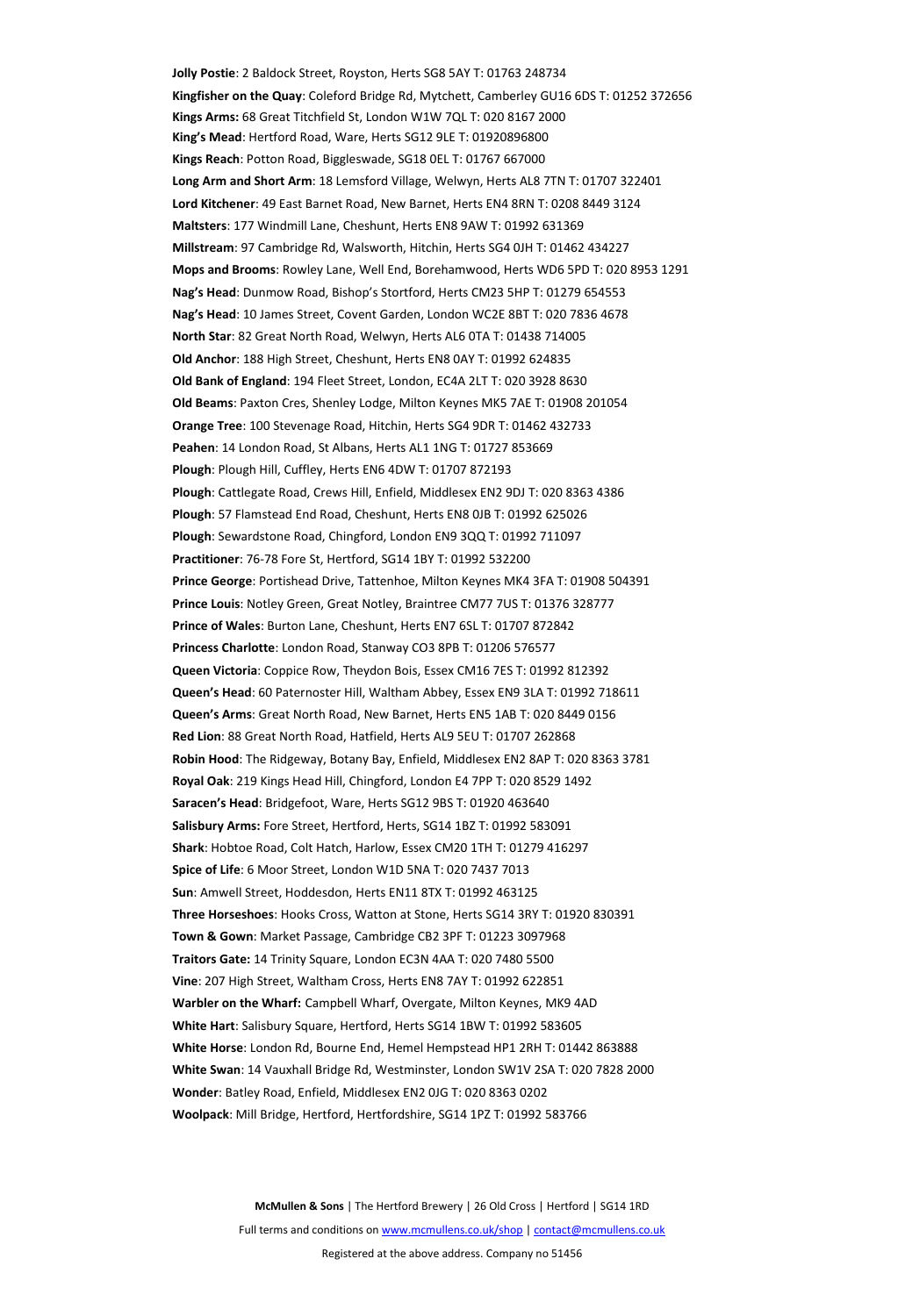**Jolly Postie**: 2 Baldock Street, Royston, Herts SG8 5AY T: 01763 248734
**Kingfisher on the Quay**: Coleford Bridge Rd, Mytchett, Camberley GU16 6DS T: 01252 372656
**Kings Arms:** 68 Great Titchfield St, London W1W 7QL T: 020 8167 2000
**King's Mead**: Hertford Road, Ware, Herts SG12 9LE T: 01920896800
**Kings Reach**: Potton Road, Biggleswade, SG18 0EL T: 01767 667000
**Long Arm and Short Arm**: 18 Lemsford Village, Welwyn, Herts AL8 7TN T: 01707 322401
**Lord Kitchener**: 49 East Barnet Road, New Barnet, Herts EN4 8RN T: 0208 8449 3124
**Maltsters**: 177 Windmill Lane, Cheshunt, Herts EN8 9AW T: 01992 631369
**Millstream**: 97 Cambridge Rd, Walsworth, Hitchin, Herts SG4 0JH T: 01462 434227
**Mops and Brooms**: Rowley Lane, Well End, Borehamwood, Herts WD6 5PD T: 020 8953 1291
**Nag's Head**: Dunmow Road, Bishop's Stortford, Herts CM23 5HP T: 01279 654553
**Nag's Head**: 10 James Street, Covent Garden, London WC2E 8BT T: 020 7836 4678
**North Star**: 82 Great North Road, Welwyn, Herts AL6 0TA T: 01438 714005
**Old Anchor**: 188 High Street, Cheshunt, Herts EN8 0AY T: 01992 624835
**Old Bank of England**: 194 Fleet Street, London, EC4A 2LT T: 020 3928 8630
**Old Beams**: Paxton Cres, Shenley Lodge, Milton Keynes MK5 7AE T: 01908 201054
**Orange Tree**: 100 Stevenage Road, Hitchin, Herts SG4 9DR T: 01462 432733
**Peahen**: 14 London Road, St Albans, Herts AL1 1NG T: 01727 853669
**Plough**: Plough Hill, Cuffley, Herts EN6 4DW T: 01707 872193
**Plough**: Cattlegate Road, Crews Hill, Enfield, Middlesex EN2 9DJ T: 020 8363 4386
**Plough**: 57 Flamstead End Road, Cheshunt, Herts EN8 0JB T: 01992 625026
**Plough**: Sewardstone Road, Chingford, London EN9 3QQ T: 01992 711097
**Practitioner**: 76-78 Fore St, Hertford, SG14 1BY T: 01992 532200
**Prince George**: Portishead Drive, Tattenhoe, Milton Keynes MK4 3FA T: 01908 504391
**Prince Louis**: Notley Green, Great Notley, Braintree CM77 7US T: 01376 328777
**Prince of Wales**: Burton Lane, Cheshunt, Herts EN7 6SL T: 01707 872842
**Princess Charlotte**: London Road, Stanway CO3 8PB T: 01206 576577
**Queen Victoria**: Coppice Row, Theydon Bois, Essex CM16 7ES T: 01992 812392
**Queen's Head**: 60 Paternoster Hill, Waltham Abbey, Essex EN9 3LA T: 01992 718611
**Queen's Arms**: Great North Road, New Barnet, Herts EN5 1AB T: 020 8449 0156
**Red Lion**: 88 Great North Road, Hatfield, Herts AL9 5EU T: 01707 262868
**Robin Hood**: The Ridgeway, Botany Bay, Enfield, Middlesex EN2 8AP T: 020 8363 3781
**Royal Oak**: 219 Kings Head Hill, Chingford, London E4 7PP T: 020 8529 1492
**Saracen's Head**: Bridgefoot, Ware, Herts SG12 9BS T: 01920 463640
**Salisbury Arms:** Fore Street, Hertford, Herts, SG14 1BZ T: 01992 583091
**Shark**: Hobtoe Road, Colt Hatch, Harlow, Essex CM20 1TH T: 01279 416297
**Spice of Life**: 6 Moor Street, London W1D 5NA T: 020 7437 7013
**Sun**: Amwell Street, Hoddesdon, Herts EN11 8TX T: 01992 463125
**Three Horseshoes**: Hooks Cross, Watton at Stone, Herts SG14 3RY T: 01920 830391
**Town & Gown**: Market Passage, Cambridge CB2 3PF T: 01223 3097968
**Traitors Gate:** 14 Trinity Square, London EC3N 4AA T: 020 7480 5500
**Vine**: 207 High Street, Waltham Cross, Herts EN8 7AY T: 01992 622851
**Warbler on the Wharf:** Campbell Wharf, Overgate, Milton Keynes, MK9 4AD
**White Hart**: Salisbury Square, Hertford, Herts SG14 1BW T: 01992 583605
**White Horse**: London Rd, Bourne End, Hemel Hempstead HP1 2RH T: 01442 863888
**White Swan**: 14 Vauxhall Bridge Rd, Westminster, London SW1V 2SA T: 020 7828 2000
**Wonder**: Batley Road, Enfield, Middlesex EN2 0JG T: 020 8363 0202
**Woolpack**: Mill Bridge, Hertford, Hertfordshire, SG14 1PZ T: 01992 583766

**McMullen & Sons** | The Hertford Brewery | 26 Old Cross | Hertford | SG14 1RD

Full terms and conditions on www.mcmullens.co.uk/shop | contact@mcmullens.co.uk

Registered at the above address. Company no 51456